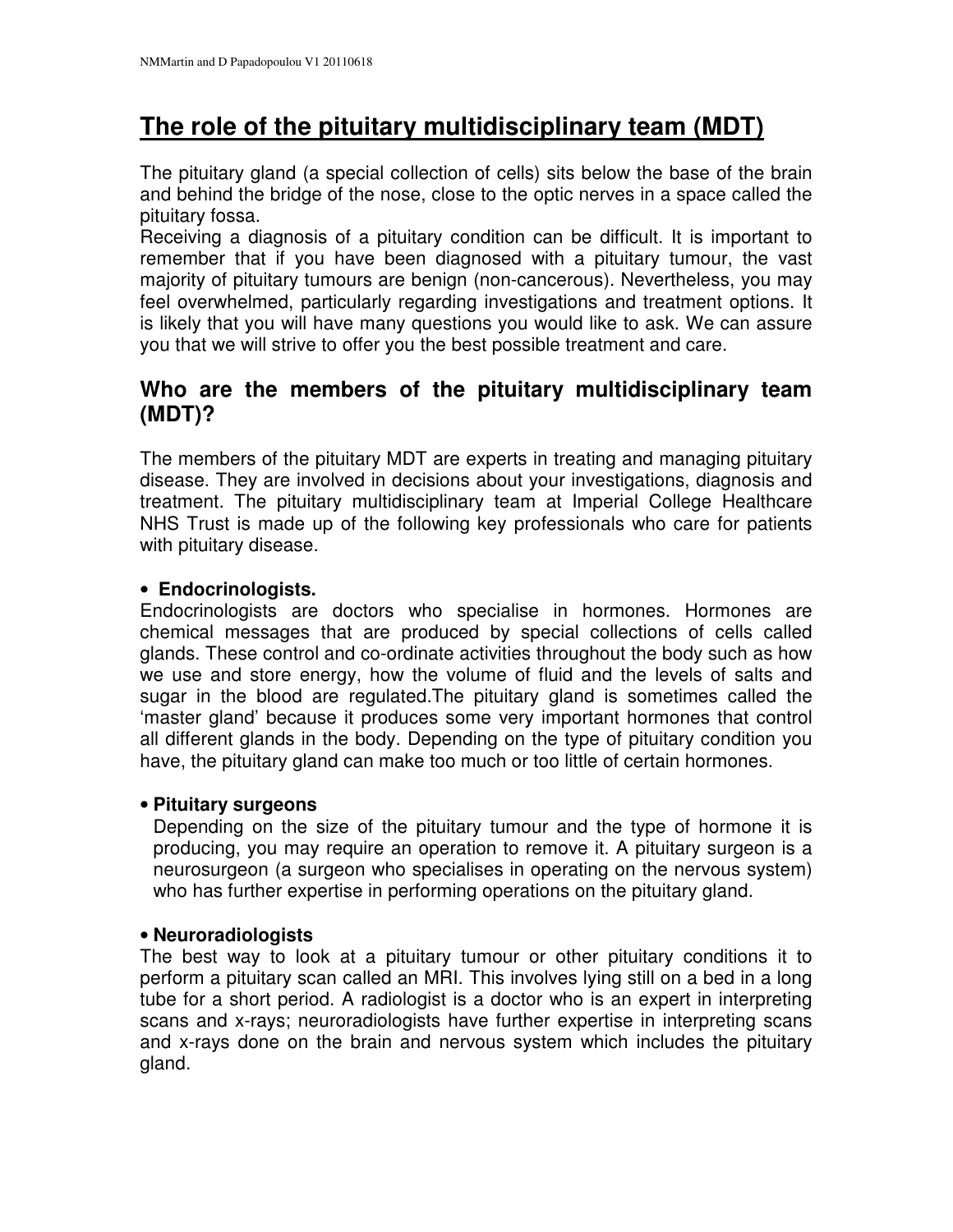# The role of the pituitary multidisciplinary team (MDT)

The pituitary gland (a special collection of cells) sits below the base of the brain and behind the bridge of the nose, close to the optic nerves in a space called the pituitary fossa.

Receiving a diagnosis of a pituitary condition can be difficult. It is important to remember that if you have been diagnosed with a pituitary tumour, the vast majority of pituitary tumours are benign (non-cancerous). Nevertheless, you may feel overwhelmed, particularly regarding investigations and treatment options. It is likely that you will have many questions you would like to ask. We can assure you that we will strive to offer you the best possible treatment and care.

## Who are the members of the pituitary multidisciplinary team (MDT)?

The members of the pituitary MDT are experts in treating and managing pituitary disease. They are involved in decisions about your investigations, diagnosis and treatment. The pituitary multidisciplinary team at Imperial College Healthcare NHS Trust is made up of the following key professionals who care for patients with pituitary disease.

- **Endocrinologists.**

Endocrinologists are doctors who specialise in hormones. Hormones are chemical messages that are produced by special collections of cells called glands. These control and co-ordinate activities throughout the body such as how we use and store energy, how the volume of fluid and the levels of salts and sugar in the blood are regulated.The pituitary gland is sometimes called the 'master gland' because it produces some very important hormones that control all different glands in the body. Depending on the type of pituitary condition you have, the pituitary gland can make too much or too little of certain hormones.

- **Pituitary surgeons**

Depending on the size of the pituitary tumour and the type of hormone it is producing, you may require an operation to remove it. A pituitary surgeon is a neurosurgeon (a surgeon who specialises in operating on the nervous system) who has further expertise in performing operations on the pituitary gland.

- **Neuroradiologists**

The best way to look at a pituitary tumour or other pituitary conditions it to perform a pituitary scan called an MRI. This involves lying still on a bed in a long tube for a short period. A radiologist is a doctor who is an expert in interpreting scans and x-rays; neuroradiologists have further expertise in interpreting scans and x-rays done on the brain and nervous system which includes the pituitary gland.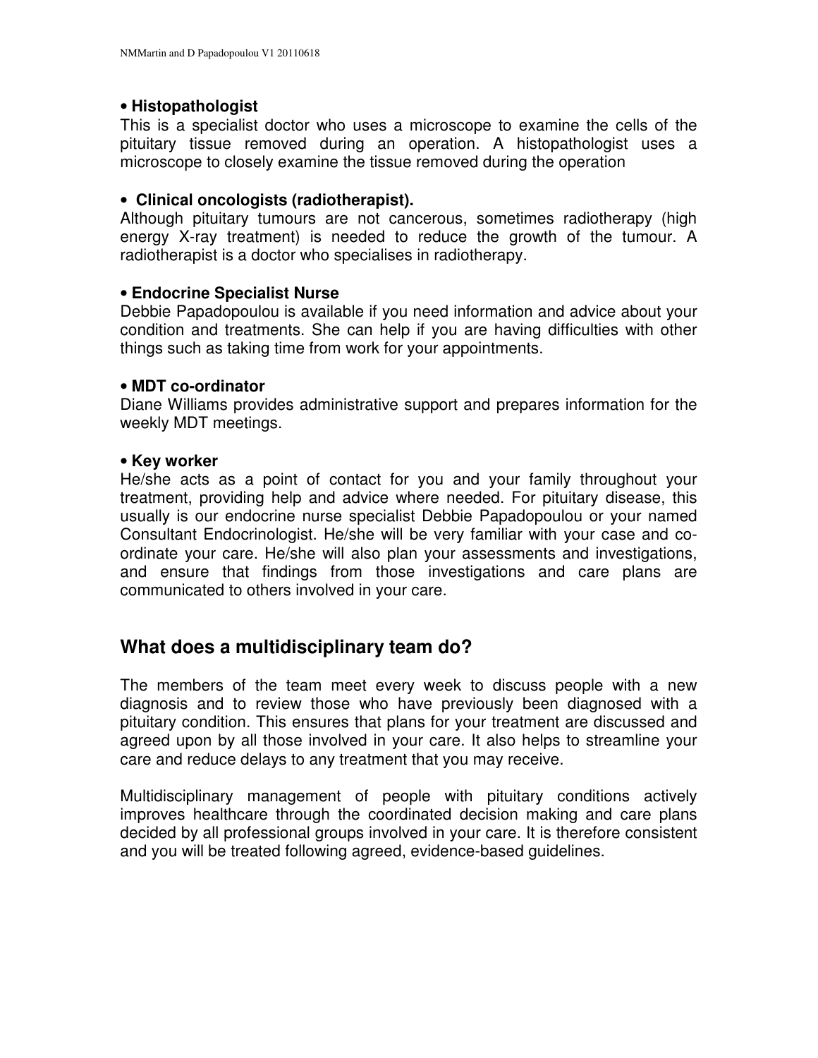**• Histopathologist**

This is a specialist doctor who uses a microscope to examine the cells of the pituitary tissue removed during an operation. A histopathologist uses a microscope to closely examine the tissue removed during the operation

**• Clinical oncologists (radiotherapist).**

Although pituitary tumours are not cancerous, sometimes radiotherapy (high energy X-ray treatment) is needed to reduce the growth of the tumour. A radiotherapist is a doctor who specialises in radiotherapy.

**• Endocrine Specialist Nurse**

Debbie Papadopoulou is available if you need information and advice about your condition and treatments. She can help if you are having difficulties with other things such as taking time from work for your appointments.

**• MDT co-ordinator**

Diane Williams provides administrative support and prepares information for the weekly MDT meetings.

**• Key worker**

He/she acts as a point of contact for you and your family throughout your treatment, providing help and advice where needed. For pituitary disease, this usually is our endocrine nurse specialist Debbie Papadopoulou or your named Consultant Endocrinologist. He/she will be very familiar with your case and co-ordinate your care. He/she will also plan your assessments and investigations, and ensure that findings from those investigations and care plans are communicated to others involved in your care.

## What does a multidisciplinary team do?

The members of the team meet every week to discuss people with a new diagnosis and to review those who have previously been diagnosed with a pituitary condition. This ensures that plans for your treatment are discussed and agreed upon by all those involved in your care. It also helps to streamline your care and reduce delays to any treatment that you may receive.

Multidisciplinary management of people with pituitary conditions actively improves healthcare through the coordinated decision making and care plans decided by all professional groups involved in your care. It is therefore consistent and you will be treated following agreed, evidence-based guidelines.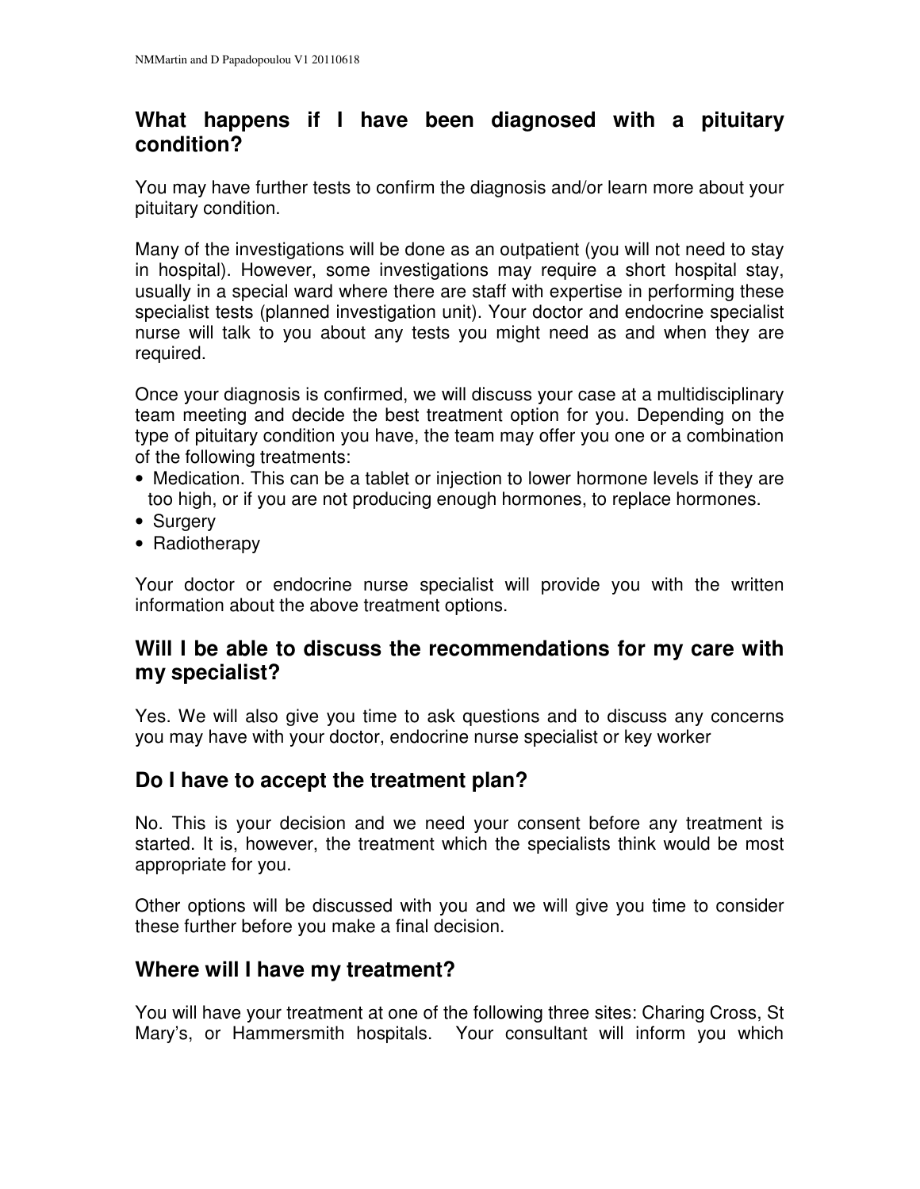## What happens if I have been diagnosed with a pituitary condition?

You may have further tests to confirm the diagnosis and/or learn more about your pituitary condition.

Many of the investigations will be done as an outpatient (you will not need to stay in hospital). However, some investigations may require a short hospital stay, usually in a special ward where there are staff with expertise in performing these specialist tests (planned investigation unit). Your doctor and endocrine specialist nurse will talk to you about any tests you might need as and when they are required.

Once your diagnosis is confirmed, we will discuss your case at a multidisciplinary team meeting and decide the best treatment option for you. Depending on the type of pituitary condition you have, the team may offer you one or a combination of the following treatments:

- Medication. This can be a tablet or injection to lower hormone levels if they are too high, or if you are not producing enough hormones, to replace hormones.
- Surgery
- Radiotherapy

Your doctor or endocrine nurse specialist will provide you with the written information about the above treatment options.

## Will I be able to discuss the recommendations for my care with my specialist?

Yes. We will also give you time to ask questions and to discuss any concerns you may have with your doctor, endocrine nurse specialist or key worker

## Do I have to accept the treatment plan?

No. This is your decision and we need your consent before any treatment is started. It is, however, the treatment which the specialists think would be most appropriate for you.

Other options will be discussed with you and we will give you time to consider these further before you make a final decision.

## Where will I have my treatment?

You will have your treatment at one of the following three sites: Charing Cross, St Mary's, or Hammersmith hospitals. Your consultant will inform you which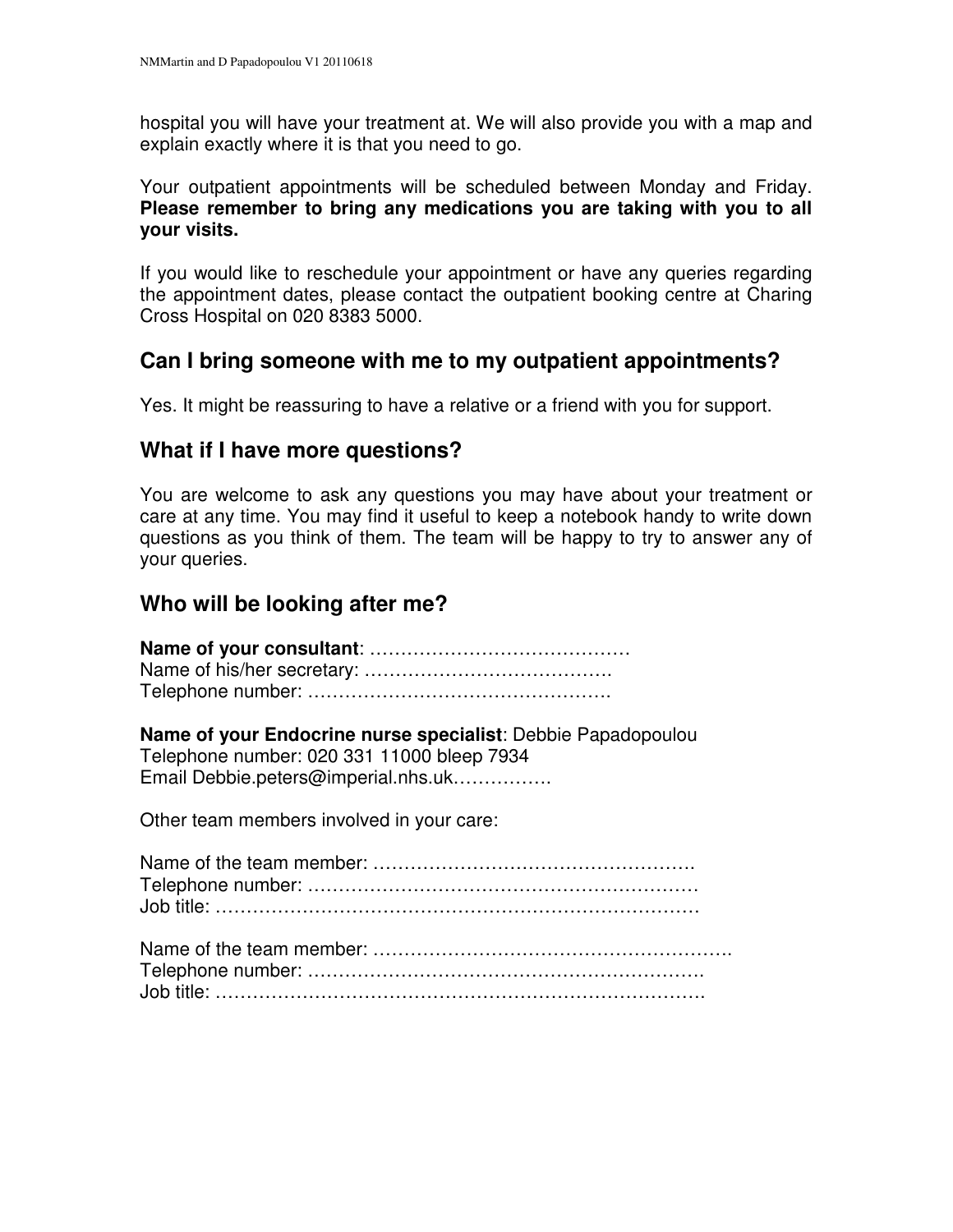hospital you will have your treatment at. We will also provide you with a map and explain exactly where it is that you need to go.

Your outpatient appointments will be scheduled between Monday and Friday. **Please remember to bring any medications you are taking with you to all your visits.**

If you would like to reschedule your appointment or have any queries regarding the appointment dates, please contact the outpatient booking centre at Charing Cross Hospital on 020 8383 5000.

## Can I bring someone with me to my outpatient appointments?

Yes. It might be reassuring to have a relative or a friend with you for support.

## What if I have more questions?

You are welcome to ask any questions you may have about your treatment or care at any time. You may find it useful to keep a notebook handy to write down questions as you think of them. The team will be happy to try to answer any of your queries.

## Who will be looking after me?

**Name of your consultant**: ……………………………………
Name of his/her secretary: ………………………………….
Telephone number: ………………………………………….

**Name of your Endocrine nurse specialist**: Debbie Papadopoulou
Telephone number: 020 331 11000 bleep 7934
Email Debbie.peters@imperial.nhs.uk…………….

Other team members involved in your care:

Name of the team member: …………………………………………….
Telephone number: ……………………………………………………
Job title: ……………………………………………………………………

Name of the team member: ………………………………………………….
Telephone number: ……………………………………………………….
Job title: …………………………………………………………………….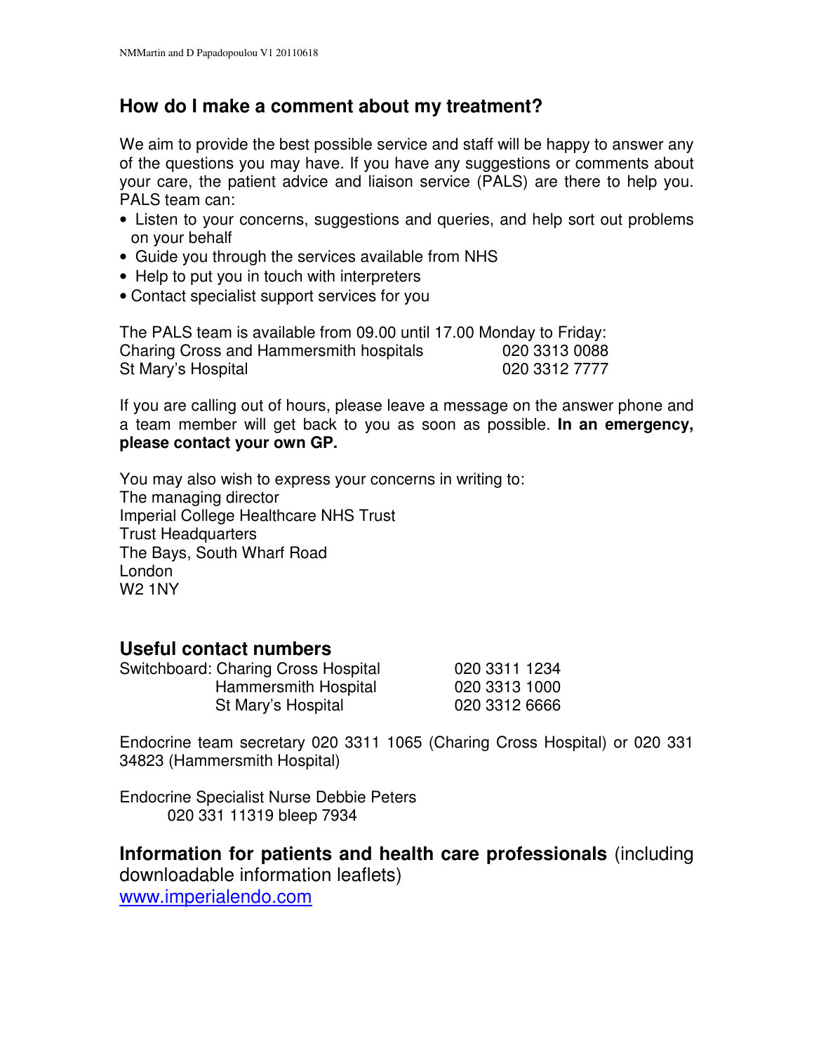## How do I make a comment about my treatment?

We aim to provide the best possible service and staff will be happy to answer any of the questions you may have. If you have any suggestions or comments about your care, the patient advice and liaison service (PALS) are there to help you. PALS team can:

- Listen to your concerns, suggestions and queries, and help sort out problems on your behalf
- Guide you through the services available from NHS
- Help to put you in touch with interpreters
- Contact specialist support services for you

The PALS team is available from 09.00 until 17.00 Monday to Friday:

| | |
|---|---|
| Charing Cross and Hammersmith hospitals | 020 3313 0088 |
| St Mary's Hospital | 020 3312 7777 |

If you are calling out of hours, please leave a message on the answer phone and a team member will get back to you as soon as possible. **In an emergency, please contact your own GP.**

You may also wish to express your concerns in writing to:
The managing director
Imperial College Healthcare NHS Trust
Trust Headquarters
The Bays, South Wharf Road
London
W2 1NY

## Useful contact numbers

| | | |
|---|---|---|
| Switchboard: | Charing Cross Hospital | 020 3311 1234 |
| | Hammersmith Hospital | 020 3313 1000 |
| | St Mary's Hospital | 020 3312 6666 |

Endocrine team secretary 020 3311 1065 (Charing Cross Hospital) or 020 331 34823 (Hammersmith Hospital)

Endocrine Specialist Nurse Debbie Peters
020 331 11319 bleep 7934

**Information for patients and health care professionals** (including downloadable information leaflets)
www.imperialendo.com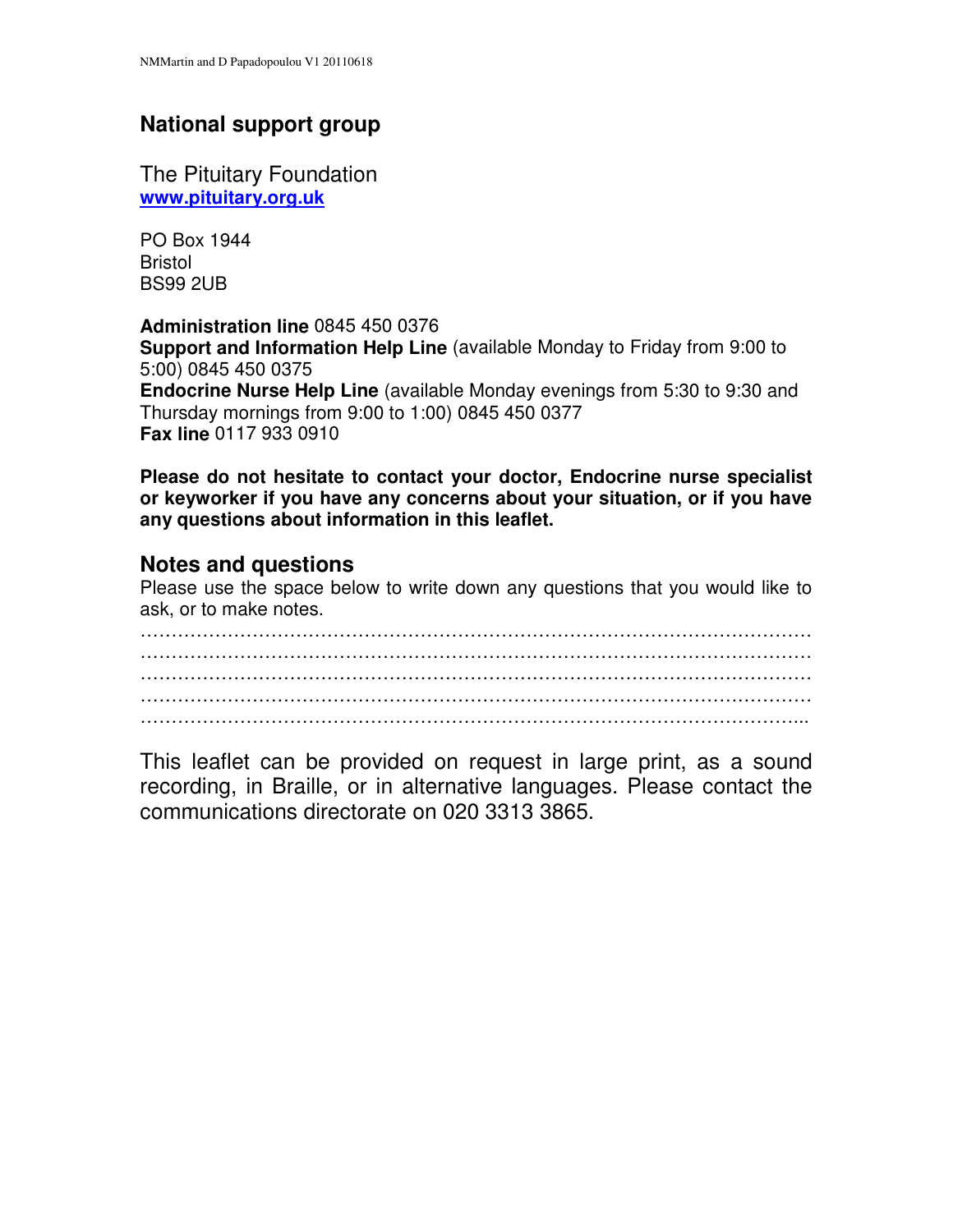## National support group

The Pituitary Foundation
**www.pituitary.org.uk**

PO Box 1944
Bristol
BS99 2UB

**Administration line** 0845 450 0376
**Support and Information Help Line** (available Monday to Friday from 9:00 to 5:00) 0845 450 0375
**Endocrine Nurse Help Line** (available Monday evenings from 5:30 to 9:30 and Thursday mornings from 9:00 to 1:00) 0845 450 0377
**Fax line** 0117 933 0910

**Please do not hesitate to contact your doctor, Endocrine nurse specialist or keyworker if you have any concerns about your situation, or if you have any questions about information in this leaflet.**

## Notes and questions

Please use the space below to write down any questions that you would like to ask, or to make notes.

…………………………………………………………………………………………………
…………………………………………………………………………………………………
…………………………………………………………………………………………………
…………………………………………………………………………………………………
………………………………………………………………………………………………...

This leaflet can be provided on request in large print, as a sound recording, in Braille, or in alternative languages. Please contact the communications directorate on 020 3313 3865.